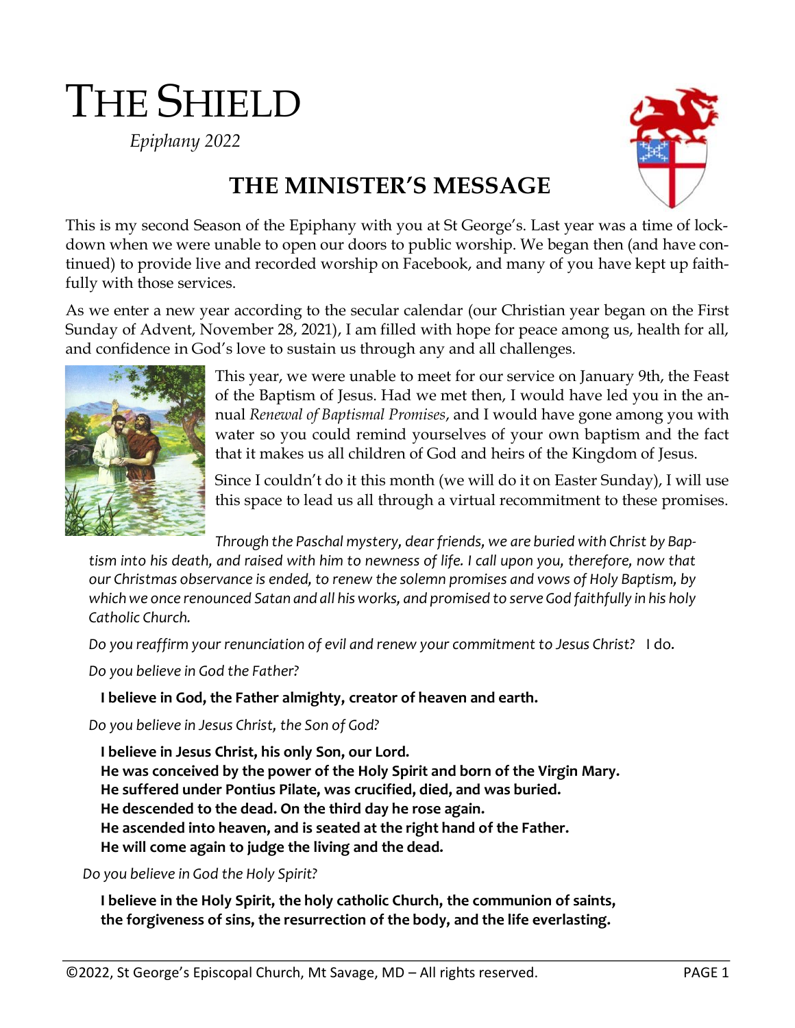# THE SHIELD

*Epiphany 2022*

## THE MINISTER'S MESSAGE

This is my second Season of the Epiphany with you at St George's. Last year was a time of lockdown when we were unable to open our doors to public worship. We began then (and have continued) to provide live and recorded worship on Facebook, and many of you have kept up faithfully with those services.

As we enter a new year according to the secular calendar (our Christian year began on the First Sunday of Advent, November 28, 2021), I am filled with hope for peace among us, health for all, and confidence in God's love to sustain us through any and all challenges.

This year, we were unable to meet for our service on January 9th, the Feast of the Baptism of Jesus. Had we met then, I would have led you in the annual *Renewal of Baptismal Promises*, and I would have gone among you with water so you could remind yourselves of your own baptism and the fact that it makes us all children of God and heirs of the Kingdom of Jesus.

Since I couldn't do it this month (we will do it on Easter Sunday), I will use this space to lead us all through a virtual recommitment to these promises.

*Through the Paschal mystery, dear friends, we are buried with Christ by Baptism into his death, and raised with him to newness of life. I call upon you, therefore, now that our Christmas observance is ended, to renew the solemn promises and vows of Holy Baptism, by which we once renounced Satan and all his works, and promised to serve God faithfully in his holy Catholic Church.*

*Do you reaffirm your renunciation of evil and renew your commitment to Jesus Christ?* I do.

*Do you believe in God the Father?*

**I believe in God, the Father almighty, creator of heaven and earth.**

*Do you believe in Jesus Christ, the Son of God?*

**I believe in Jesus Christ, his only Son, our Lord.**
**He was conceived by the power of the Holy Spirit and born of the Virgin Mary.**
**He suffered under Pontius Pilate, was crucified, died, and was buried.**
**He descended to the dead. On the third day he rose again.**
**He ascended into heaven, and is seated at the right hand of the Father.**
**He will come again to judge the living and the dead.**

*Do you believe in God the Holy Spirit?*

**I believe in the Holy Spirit, the holy catholic Church, the communion of saints, the forgiveness of sins, the resurrection of the body, and the life everlasting.**

©2022, St George's Episcopal Church, Mt Savage, MD – All rights reserved.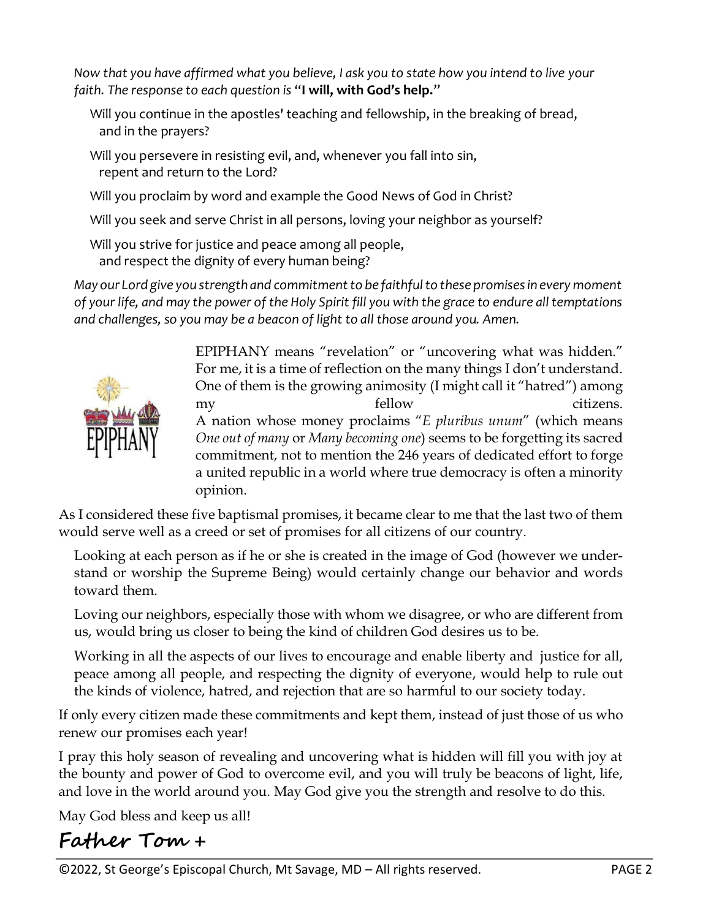*Now that you have affirmed what you believe, I ask you to state how you intend to live your faith. The response to each question is* "**I will, with God's help.**"

Will you continue in the apostles' teaching and fellowship, in the breaking of bread, and in the prayers?

Will you persevere in resisting evil, and, whenever you fall into sin, repent and return to the Lord?

Will you proclaim by word and example the Good News of God in Christ?

Will you seek and serve Christ in all persons, loving your neighbor as yourself?

Will you strive for justice and peace among all people, and respect the dignity of every human being?

*May our Lord give you strength and commitment to be faithful to these promises in every moment of your life, and may the power of the Holy Spirit fill you with the grace to endure all temptations and challenges, so you may be a beacon of light to all those around you. Amen.*

EPIPHANY means "revelation" or "uncovering what was hidden." For me, it is a time of reflection on the many things I don't understand. One of them is the growing animosity (I might call it "hatred") among my fellow citizens. A nation whose money proclaims "*E pluribus unum*" (which means *One out of many* or *Many becoming one*) seems to be forgetting its sacred commitment, not to mention the 246 years of dedicated effort to forge a united republic in a world where true democracy is often a minority opinion.

As I considered these five baptismal promises, it became clear to me that the last two of them would serve well as a creed or set of promises for all citizens of our country.

Looking at each person as if he or she is created in the image of God (however we understand or worship the Supreme Being) would certainly change our behavior and words toward them.

Loving our neighbors, especially those with whom we disagree, or who are different from us, would bring us closer to being the kind of children God desires us to be.

Working in all the aspects of our lives to encourage and enable liberty and justice for all, peace among all people, and respecting the dignity of everyone, would help to rule out the kinds of violence, hatred, and rejection that are so harmful to our society today.

If only every citizen made these commitments and kept them, instead of just those of us who renew our promises each year!

I pray this holy season of revealing and uncovering what is hidden will fill you with joy at the bounty and power of God to overcome evil, and you will truly be beacons of light, life, and love in the world around you. May God give you the strength and resolve to do this.

May God bless and keep us all!

**Father Tom +**

©2022, St George's Episcopal Church, Mt Savage, MD – All rights reserved.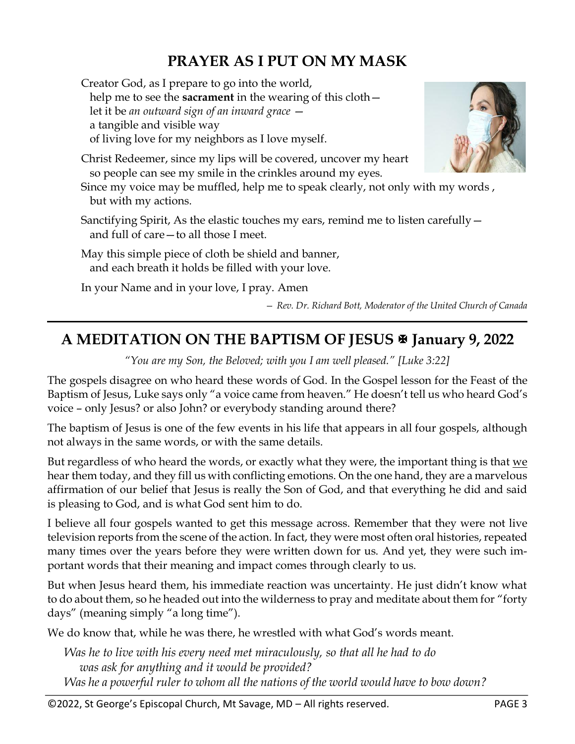## PRAYER AS I PUT ON MY MASK

Creator God, as I prepare to go into the world,
help me to see the **sacrament** in the wearing of this cloth—
let it be *an outward sign of an inward grace* —
a tangible and visible way
of living love for my neighbors as I love myself.

Christ Redeemer, since my lips will be covered, uncover my heart
so people can see my smile in the crinkles around my eyes.
Since my voice may be muffled, help me to speak clearly, not only with my words ,
but with my actions.

Sanctifying Spirit, As the elastic touches my ears, remind me to listen carefully—
and full of care—to all those I meet.

May this simple piece of cloth be shield and banner,
and each breath it holds be filled with your love.

In your Name and in your love, I pray. Amen

*— Rev. Dr. Richard Bott, Moderator of the United Church of Canada*

---

## A MEDITATION ON THE BAPTISM OF JESUS ✠ January 9, 2022

*"You are my Son, the Beloved; with you I am well pleased." [Luke 3:22]*

The gospels disagree on who heard these words of God. In the Gospel lesson for the Feast of the Baptism of Jesus, Luke says only "a voice came from heaven." He doesn't tell us who heard God's voice – only Jesus? or also John? or everybody standing around there?

The baptism of Jesus is one of the few events in his life that appears in all four gospels, although not always in the same words, or with the same details.

But regardless of who heard the words, or exactly what they were, the important thing is that <u>we</u> hear them today, and they fill us with conflicting emotions. On the one hand, they are a marvelous affirmation of our belief that Jesus is really the Son of God, and that everything he did and said is pleasing to God, and is what God sent him to do.

I believe all four gospels wanted to get this message across. Remember that they were not live television reports from the scene of the action. In fact, they were most often oral histories, repeated many times over the years before they were written down for us. And yet, they were such important words that their meaning and impact comes through clearly to us.

But when Jesus heard them, his immediate reaction was uncertainty. He just didn't know what to do about them, so he headed out into the wilderness to pray and meditate about them for "forty days" (meaning simply "a long time").

We do know that, while he was there, he wrestled with what God's words meant.

*Was he to live with his every need met miraculously, so that all he had to do was ask for anything and it would be provided?*
*Was he a powerful ruler to whom all the nations of the world would have to bow down?*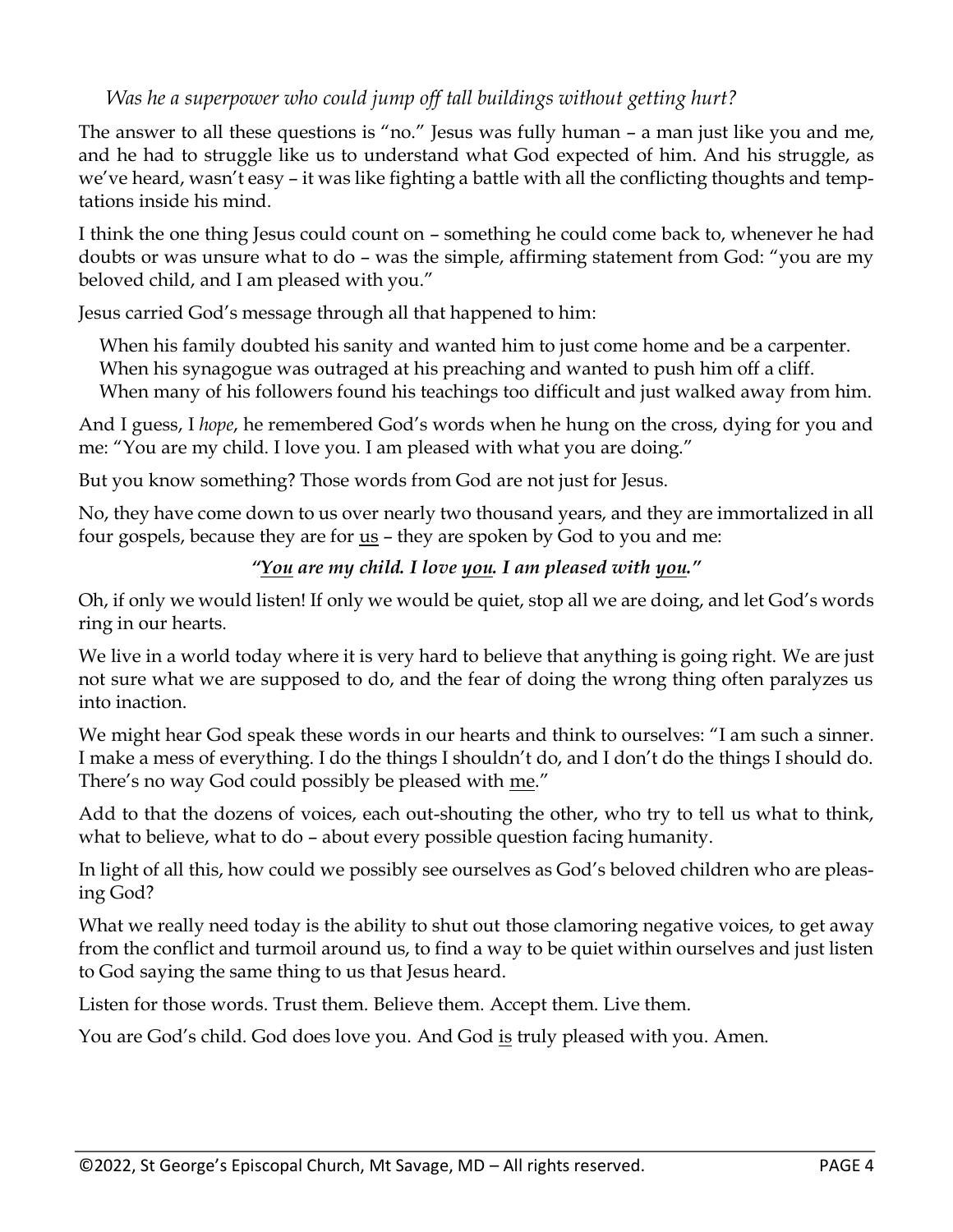*Was he a superpower who could jump off tall buildings without getting hurt?*

The answer to all these questions is "no." Jesus was fully human – a man just like you and me, and he had to struggle like us to understand what God expected of him. And his struggle, as we've heard, wasn't easy – it was like fighting a battle with all the conflicting thoughts and temptations inside his mind.

I think the one thing Jesus could count on – something he could come back to, whenever he had doubts or was unsure what to do – was the simple, affirming statement from God: "you are my beloved child, and I am pleased with you."

Jesus carried God's message through all that happened to him:

When his family doubted his sanity and wanted him to just come home and be a carpenter.
When his synagogue was outraged at his preaching and wanted to push him off a cliff.
When many of his followers found his teachings too difficult and just walked away from him.

And I guess, I *hope*, he remembered God's words when he hung on the cross, dying for you and me: "You are my child. I love you. I am pleased with what you are doing."

But you know something? Those words from God are not just for Jesus.

No, they have come down to us over nearly two thousand years, and they are immortalized in all four gospels, because they are for <u>us</u> – they are spoken by God to you and me:

***"<u>You</u> are my child. I love <u>you</u>. I am pleased with <u>you</u>."***

Oh, if only we would listen! If only we would be quiet, stop all we are doing, and let God's words ring in our hearts.

We live in a world today where it is very hard to believe that anything is going right. We are just not sure what we are supposed to do, and the fear of doing the wrong thing often paralyzes us into inaction.

We might hear God speak these words in our hearts and think to ourselves: "I am such a sinner. I make a mess of everything. I do the things I shouldn't do, and I don't do the things I should do. There's no way God could possibly be pleased with <u>me</u>."

Add to that the dozens of voices, each out-shouting the other, who try to tell us what to think, what to believe, what to do – about every possible question facing humanity.

In light of all this, how could we possibly see ourselves as God's beloved children who are pleasing God?

What we really need today is the ability to shut out those clamoring negative voices, to get away from the conflict and turmoil around us, to find a way to be quiet within ourselves and just listen to God saying the same thing to us that Jesus heard.

Listen for those words. Trust them. Believe them. Accept them. Live them.

You are God's child. God does love you. And God <u>is</u> truly pleased with you. Amen.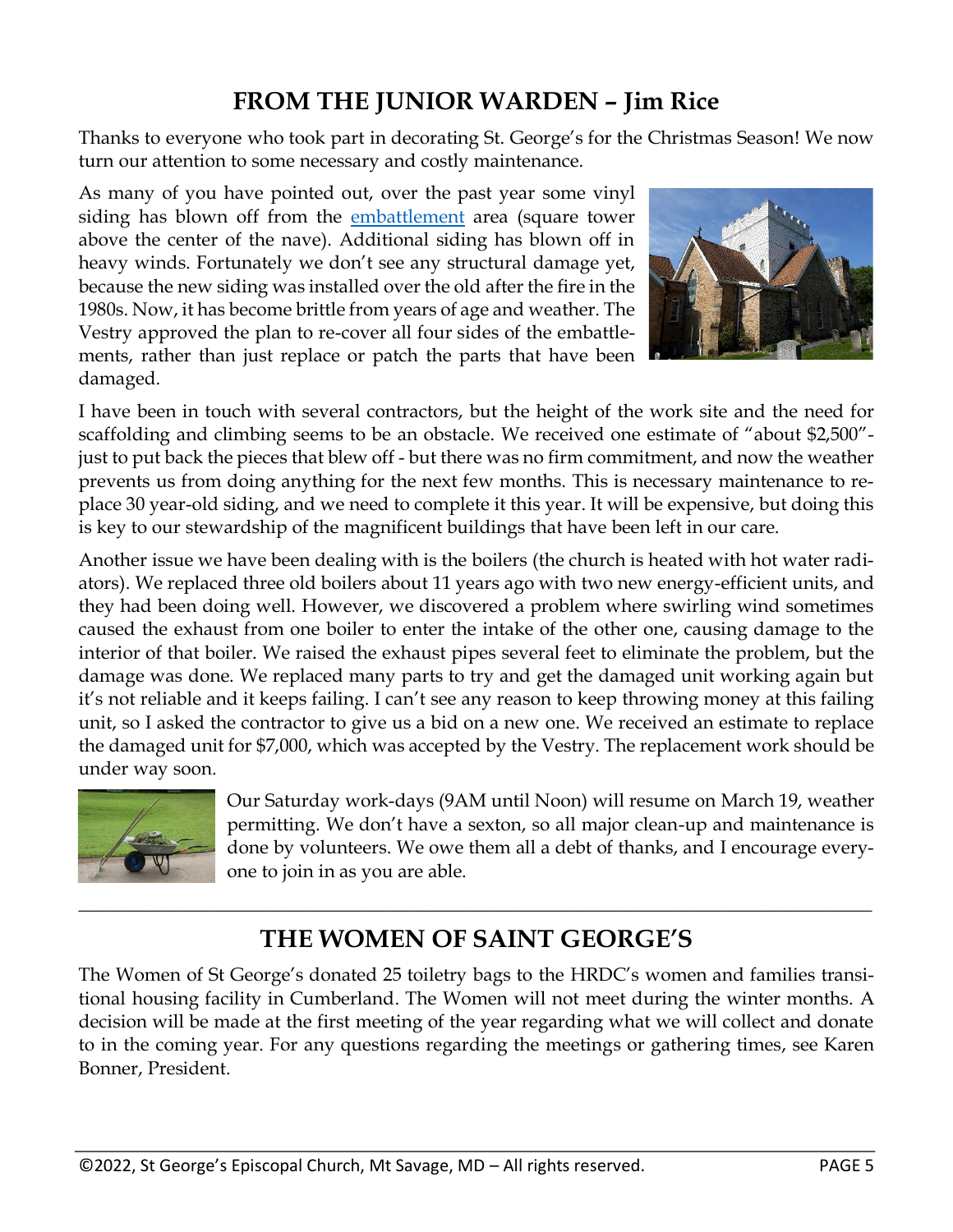## FROM THE JUNIOR WARDEN – Jim Rice

Thanks to everyone who took part in decorating St. George's for the Christmas Season! We now turn our attention to some necessary and costly maintenance.

As many of you have pointed out, over the past year some vinyl siding has blown off from the embattlement area (square tower above the center of the nave). Additional siding has blown off in heavy winds. Fortunately we don't see any structural damage yet, because the new siding was installed over the old after the fire in the 1980s. Now, it has become brittle from years of age and weather. The Vestry approved the plan to re-cover all four sides of the embattlements, rather than just replace or patch the parts that have been damaged.

I have been in touch with several contractors, but the height of the work site and the need for scaffolding and climbing seems to be an obstacle. We received one estimate of "about $2,500"- just to put back the pieces that blew off - but there was no firm commitment, and now the weather prevents us from doing anything for the next few months. This is necessary maintenance to replace 30 year-old siding, and we need to complete it this year. It will be expensive, but doing this is key to our stewardship of the magnificent buildings that have been left in our care.

Another issue we have been dealing with is the boilers (the church is heated with hot water radiators). We replaced three old boilers about 11 years ago with two new energy-efficient units, and they had been doing well. However, we discovered a problem where swirling wind sometimes caused the exhaust from one boiler to enter the intake of the other one, causing damage to the interior of that boiler. We raised the exhaust pipes several feet to eliminate the problem, but the damage was done. We replaced many parts to try and get the damaged unit working again but it's not reliable and it keeps failing. I can't see any reason to keep throwing money at this failing unit, so I asked the contractor to give us a bid on a new one. We received an estimate to replace the damaged unit for $7,000, which was accepted by the Vestry. The replacement work should be under way soon.

Our Saturday work-days (9AM until Noon) will resume on March 19, weather permitting. We don't have a sexton, so all major clean-up and maintenance is done by volunteers. We owe them all a debt of thanks, and I encourage everyone to join in as you are able.

---

## THE WOMEN OF SAINT GEORGE'S

The Women of St George's donated 25 toiletry bags to the HRDC's women and families transitional housing facility in Cumberland. The Women will not meet during the winter months. A decision will be made at the first meeting of the year regarding what we will collect and donate to in the coming year. For any questions regarding the meetings or gathering times, see Karen Bonner, President.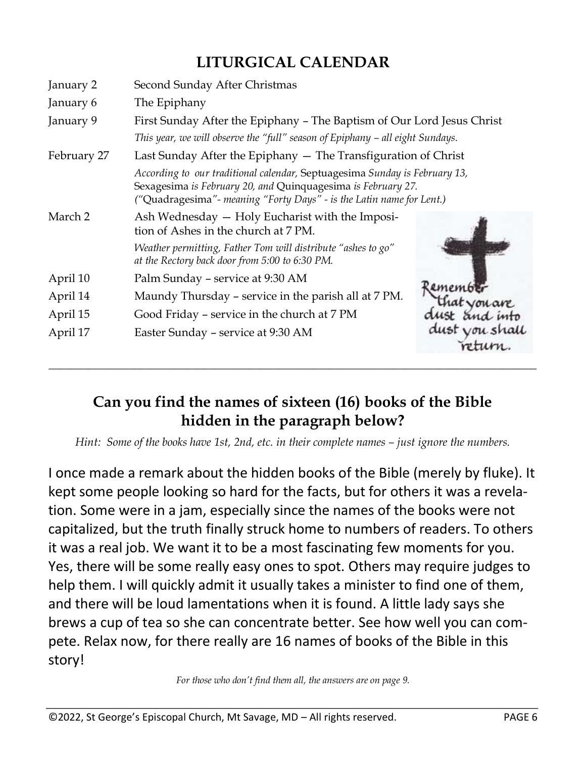## LITURGICAL CALENDAR

| | |
|---|---|
| January 2 | Second Sunday After Christmas |
| January 6 | The Epiphany |
| January 9 | First Sunday After the Epiphany – The Baptism of Our Lord Jesus Christ<br>*This year, we will observe the "full" season of Epiphany – all eight Sundays.* |
| February 27 | Last Sunday After the Epiphany — The Transfiguration of Christ<br>*According to our traditional calendar,* Septuagesima *Sunday is February 13,* Sexagesima *is February 20, and* Quinquagesima *is February 27. ("*Quadragesima*"- meaning "Forty Days" - is the Latin name for Lent.)* |
| March 2 | Ash Wednesday — Holy Eucharist with the Imposition of Ashes in the church at 7 PM.<br>*Weather permitting, Father Tom will distribute "ashes to go" at the Rectory back door from 5:00 to 6:30 PM.* |
| April 10 | Palm Sunday – service at 9:30 AM |
| April 14 | Maundy Thursday – service in the parish all at 7 PM. |
| April 15 | Good Friday – service in the church at 7 PM |
| April 17 | Easter Sunday – service at 9:30 AM |

Remember that you are dust and into dust you shall return.

---

## Can you find the names of sixteen (16) books of the Bible hidden in the paragraph below?

*Hint: Some of the books have 1st, 2nd, etc. in their complete names – just ignore the numbers.*

I once made a remark about the hidden books of the Bible (merely by fluke). It kept some people looking so hard for the facts, but for others it was a revelation. Some were in a jam, especially since the names of the books were not capitalized, but the truth finally struck home to numbers of readers. To others it was a real job. We want it to be a most fascinating few moments for you. Yes, there will be some really easy ones to spot. Others may require judges to help them. I will quickly admit it usually takes a minister to find one of them, and there will be loud lamentations when it is found. A little lady says she brews a cup of tea so she can concentrate better. See how well you can compete. Relax now, for there really are 16 names of books of the Bible in this story!

*For those who don't find them all, the answers are on page 9.*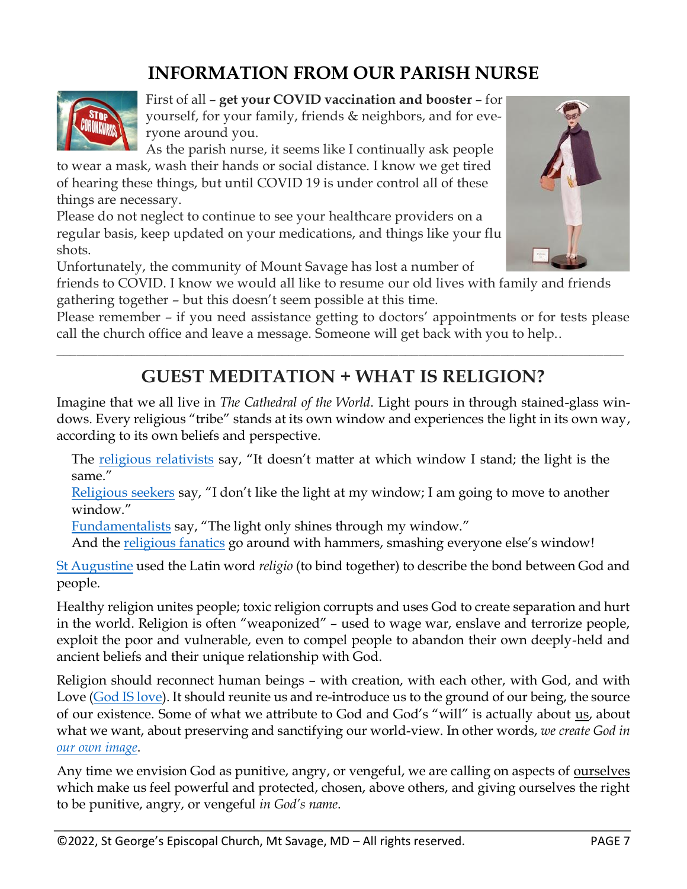# INFORMATION FROM OUR PARISH NURSE

First of all – **get your COVID vaccination and booster** – for yourself, for your family, friends & neighbors, and for everyone around you.

As the parish nurse, it seems like I continually ask people to wear a mask, wash their hands or social distance. I know we get tired of hearing these things, but until COVID 19 is under control all of these things are necessary.

Please do not neglect to continue to see your healthcare providers on a regular basis, keep updated on your medications, and things like your flu shots.

Unfortunately, the community of Mount Savage has lost a number of friends to COVID. I know we would all like to resume our old lives with family and friends gathering together – but this doesn't seem possible at this time.

Please remember – if you need assistance getting to doctors' appointments or for tests please call the church office and leave a message. Someone will get back with you to help..

---

# GUEST MEDITATION + WHAT IS RELIGION?

Imagine that we all live in *The Cathedral of the World*. Light pours in through stained-glass windows. Every religious "tribe" stands at its own window and experiences the light in its own way, according to its own beliefs and perspective.

> The religious relativists say, "It doesn't matter at which window I stand; the light is the same."
> Religious seekers say, "I don't like the light at my window; I am going to move to another window."
> Fundamentalists say, "The light only shines through my window."
> And the religious fanatics go around with hammers, smashing everyone else's window!

St Augustine used the Latin word *religio* (to bind together) to describe the bond between God and people.

Healthy religion unites people; toxic religion corrupts and uses God to create separation and hurt in the world. Religion is often "weaponized" – used to wage war, enslave and terrorize people, exploit the poor and vulnerable, even to compel people to abandon their own deeply-held and ancient beliefs and their unique relationship with God.

Religion should reconnect human beings – with creation, with each other, with God, and with Love (God IS love). It should reunite us and re-introduce us to the ground of our being, the source of our existence. Some of what we attribute to God and God's "will" is actually about us, about what we want, about preserving and sanctifying our world-view. In other words, *we create God in our own image*.

Any time we envision God as punitive, angry, or vengeful, we are calling on aspects of ourselves which make us feel powerful and protected, chosen, above others, and giving ourselves the right to be punitive, angry, or vengeful *in God's name*.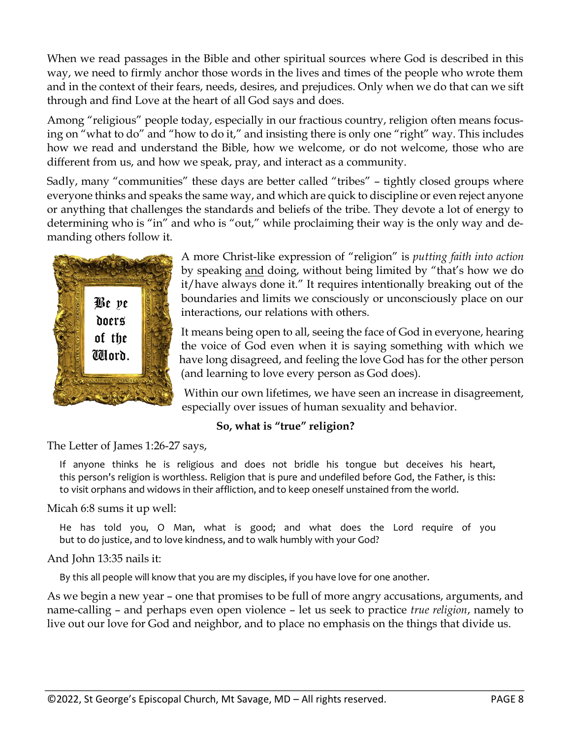When we read passages in the Bible and other spiritual sources where God is described in this way, we need to firmly anchor those words in the lives and times of the people who wrote them and in the context of their fears, needs, desires, and prejudices. Only when we do that can we sift through and find Love at the heart of all God says and does.

Among "religious" people today, especially in our fractious country, religion often means focusing on "what to do" and "how to do it," and insisting there is only one "right" way. This includes how we read and understand the Bible, how we welcome, or do not welcome, those who are different from us, and how we speak, pray, and interact as a community.

Sadly, many "communities" these days are better called "tribes" – tightly closed groups where everyone thinks and speaks the same way, and which are quick to discipline or even reject anyone or anything that challenges the standards and beliefs of the tribe. They devote a lot of energy to determining who is "in" and who is "out," while proclaiming their way is the only way and demanding others follow it.

Be ye doers of the Word.

A more Christ-like expression of "religion" is *putting faith into action* by speaking and doing, without being limited by "that's how we do it/have always done it." It requires intentionally breaking out of the boundaries and limits we consciously or unconsciously place on our interactions, our relations with others.

It means being open to all, seeing the face of God in everyone, hearing the voice of God even when it is saying something with which we have long disagreed, and feeling the love God has for the other person (and learning to love every person as God does).

Within our own lifetimes, we have seen an increase in disagreement, especially over issues of human sexuality and behavior.

**So, what is "true" religion?**

The Letter of James 1:26-27 says,

> If anyone thinks he is religious and does not bridle his tongue but deceives his heart, this person's religion is worthless. Religion that is pure and undefiled before God, the Father, is this: to visit orphans and widows in their affliction, and to keep oneself unstained from the world.

Micah 6:8 sums it up well:

> He has told you, O Man, what is good; and what does the Lord require of you but to do justice, and to love kindness, and to walk humbly with your God?

And John 13:35 nails it:

> By this all people will know that you are my disciples, if you have love for one another.

As we begin a new year – one that promises to be full of more angry accusations, arguments, and name-calling – and perhaps even open violence – let us seek to practice *true religion*, namely to live out our love for God and neighbor, and to place no emphasis on the things that divide us.

©2022, St George's Episcopal Church, Mt Savage, MD – All rights reserved.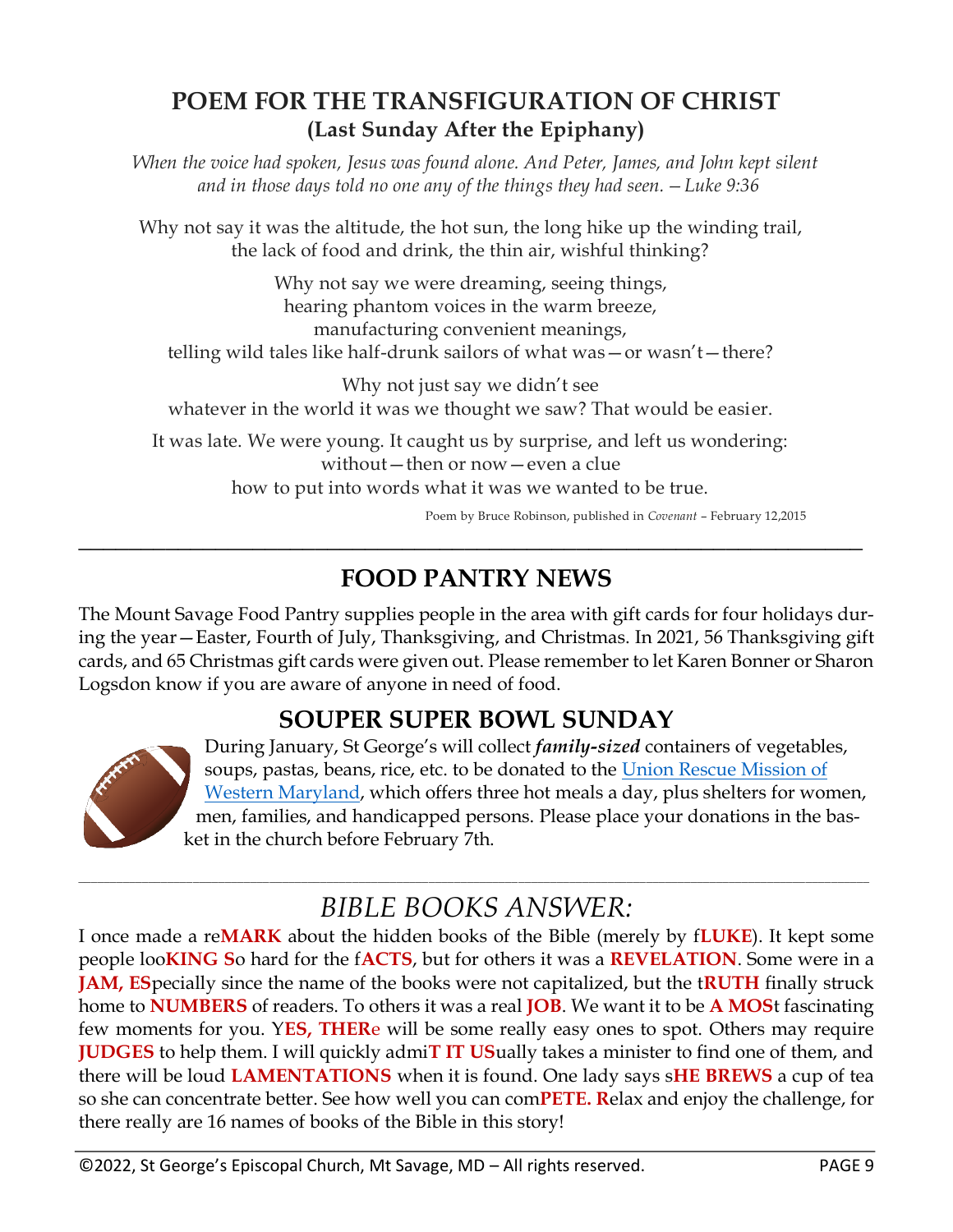## POEM FOR THE TRANSFIGURATION OF CHRIST

### (Last Sunday After the Epiphany)

*When the voice had spoken, Jesus was found alone. And Peter, James, and John kept silent and in those days told no one any of the things they had seen. —Luke 9:36*

Why not say it was the altitude, the hot sun, the long hike up the winding trail,
the lack of food and drink, the thin air, wishful thinking?

Why not say we were dreaming, seeing things,
hearing phantom voices in the warm breeze,
manufacturing convenient meanings,
telling wild tales like half-drunk sailors of what was—or wasn't—there?

Why not just say we didn't see
whatever in the world it was we thought we saw? That would be easier.

It was late. We were young. It caught us by surprise, and left us wondering:
without—then or now—even a clue
how to put into words what it was we wanted to be true.

Poem by Bruce Robinson, published in *Covenant* – February 12,2015

---

## FOOD PANTRY NEWS

The Mount Savage Food Pantry supplies people in the area with gift cards for four holidays during the year—Easter, Fourth of July, Thanksgiving, and Christmas. In 2021, 56 Thanksgiving gift cards, and 65 Christmas gift cards were given out. Please remember to let Karen Bonner or Sharon Logsdon know if you are aware of anyone in need of food.

## SOUPER SUPER BOWL SUNDAY

During January, St George's will collect ***family-sized*** containers of vegetables, soups, pastas, beans, rice, etc. to be donated to the Union Rescue Mission of Western Maryland, which offers three hot meals a day, plus shelters for women, men, families, and handicapped persons. Please place your donations in the basket in the church before February 7th.

---

## *BIBLE BOOKS ANSWER:*

I once made a re**MARK** about the hidden books of the Bible (merely by f**LUKE**). It kept some people loo**KING S**o hard for the f**ACTS**, but for others it was a **REVELATION**. Some were in a **JAM, ES**pecially since the name of the books were not capitalized, but the t**RUTH** finally struck home to **NUMBERS** of readers. To others it was a real **JOB**. We want it to be **A MOS**t fascinating few moments for you. Y**ES, THER**e will be some really easy ones to spot. Others may require **JUDGES** to help them. I will quickly admi**T IT US**ually takes a minister to find one of them, and there will be loud **LAMENTATIONS** when it is found. One lady says s**HE BREWS** a cup of tea so she can concentrate better. See how well you can com**PETE. R**elax and enjoy the challenge, for there really are 16 names of books of the Bible in this story!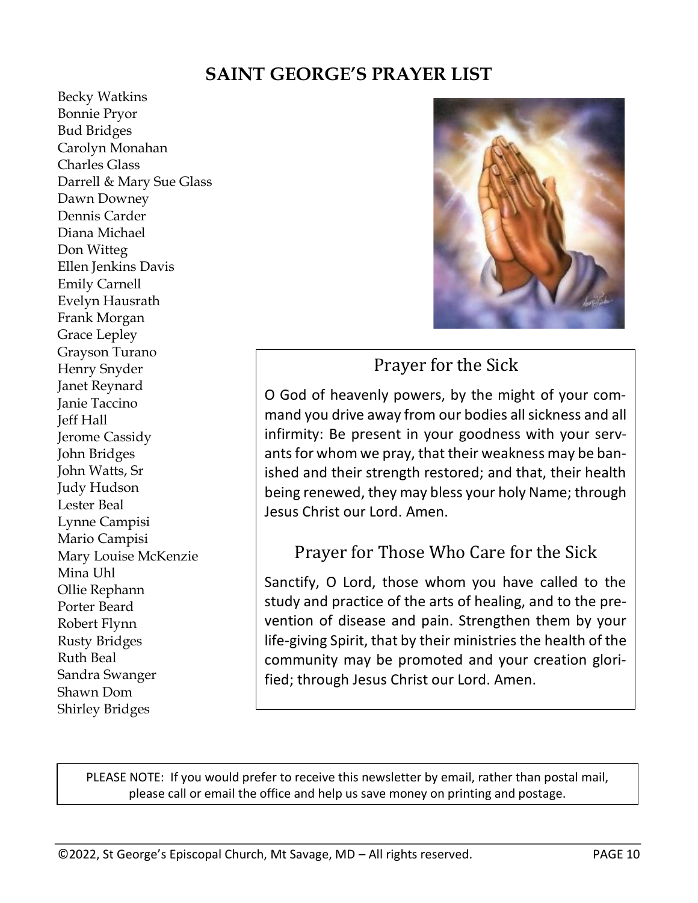## SAINT GEORGE'S PRAYER LIST

Becky Watkins
Bonnie Pryor
Bud Bridges
Carolyn Monahan
Charles Glass
Darrell & Mary Sue Glass
Dawn Downey
Dennis Carder
Diana Michael
Don Witteg
Ellen Jenkins Davis
Emily Carnell
Evelyn Hausrath
Frank Morgan
Grace Lepley
Grayson Turano
Henry Snyder
Janet Reynard
Janie Taccino
Jeff Hall
Jerome Cassidy
John Bridges
John Watts, Sr
Judy Hudson
Lester Beal
Lynne Campisi
Mario Campisi
Mary Louise McKenzie
Mina Uhl
Ollie Rephann
Porter Beard
Robert Flynn
Rusty Bridges
Ruth Beal
Sandra Swanger
Shawn Dom
Shirley Bridges

### Prayer for the Sick

O God of heavenly powers, by the might of your command you drive away from our bodies all sickness and all infirmity: Be present in your goodness with your servants for whom we pray, that their weakness may be banished and their strength restored; and that, their health being renewed, they may bless your holy Name; through Jesus Christ our Lord. Amen.

### Prayer for Those Who Care for the Sick

Sanctify, O Lord, those whom you have called to the study and practice of the arts of healing, and to the prevention of disease and pain. Strengthen them by your life-giving Spirit, that by their ministries the health of the community may be promoted and your creation glorified; through Jesus Christ our Lord. Amen.

PLEASE NOTE: If you would prefer to receive this newsletter by email, rather than postal mail, please call or email the office and help us save money on printing and postage.

©2022, St George's Episcopal Church, Mt Savage, MD – All rights reserved.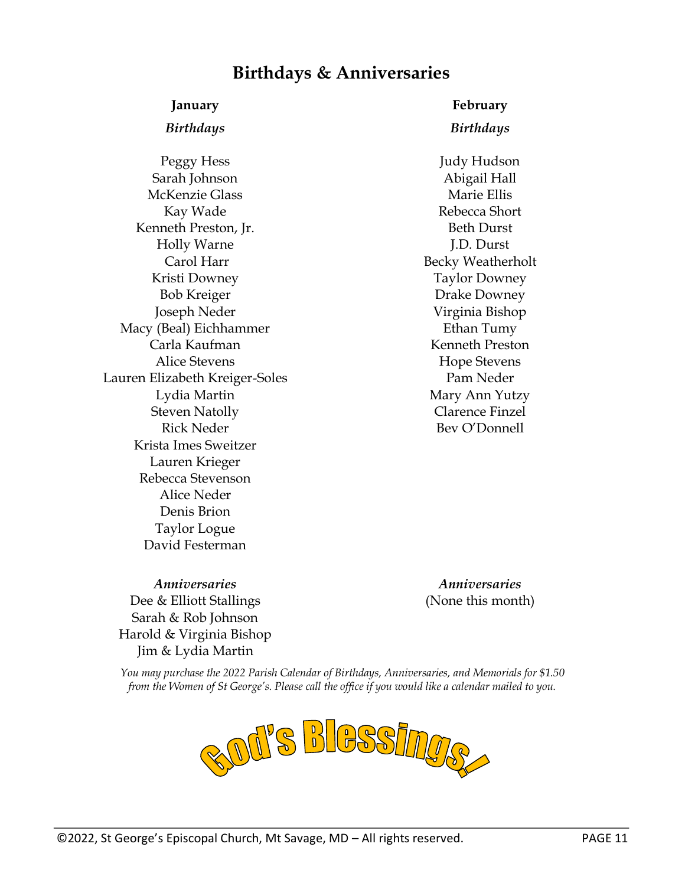# Birthdays & Anniversaries

## January

### *Birthdays*

Peggy Hess
Sarah Johnson
McKenzie Glass
Kay Wade
Kenneth Preston, Jr.
Holly Warne
Carol Harr
Kristi Downey
Bob Kreiger
Joseph Neder
Macy (Beal) Eichhammer
Carla Kaufman
Alice Stevens
Lauren Elizabeth Kreiger-Soles
Lydia Martin
Steven Natolly
Rick Neder
Krista Imes Sweitzer
Lauren Krieger
Rebecca Stevenson
Alice Neder
Denis Brion
Taylor Logue
David Festerman

### *Anniversaries*

Dee & Elliott Stallings
Sarah & Rob Johnson
Harold & Virginia Bishop
Jim & Lydia Martin

## February

### *Birthdays*

Judy Hudson
Abigail Hall
Marie Ellis
Rebecca Short
Beth Durst
J.D. Durst
Becky Weatherholt
Taylor Downey
Drake Downey
Virginia Bishop
Ethan Tumy
Kenneth Preston
Hope Stevens
Pam Neder
Mary Ann Yutzy
Clarence Finzel
Bev O'Donnell

### *Anniversaries*

(None this month)

*You may purchase the 2022 Parish Calendar of Birthdays, Anniversaries, and Memorials for $1.50 from the Women of St George's. Please call the office if you would like a calendar mailed to you.*

God's Blessings!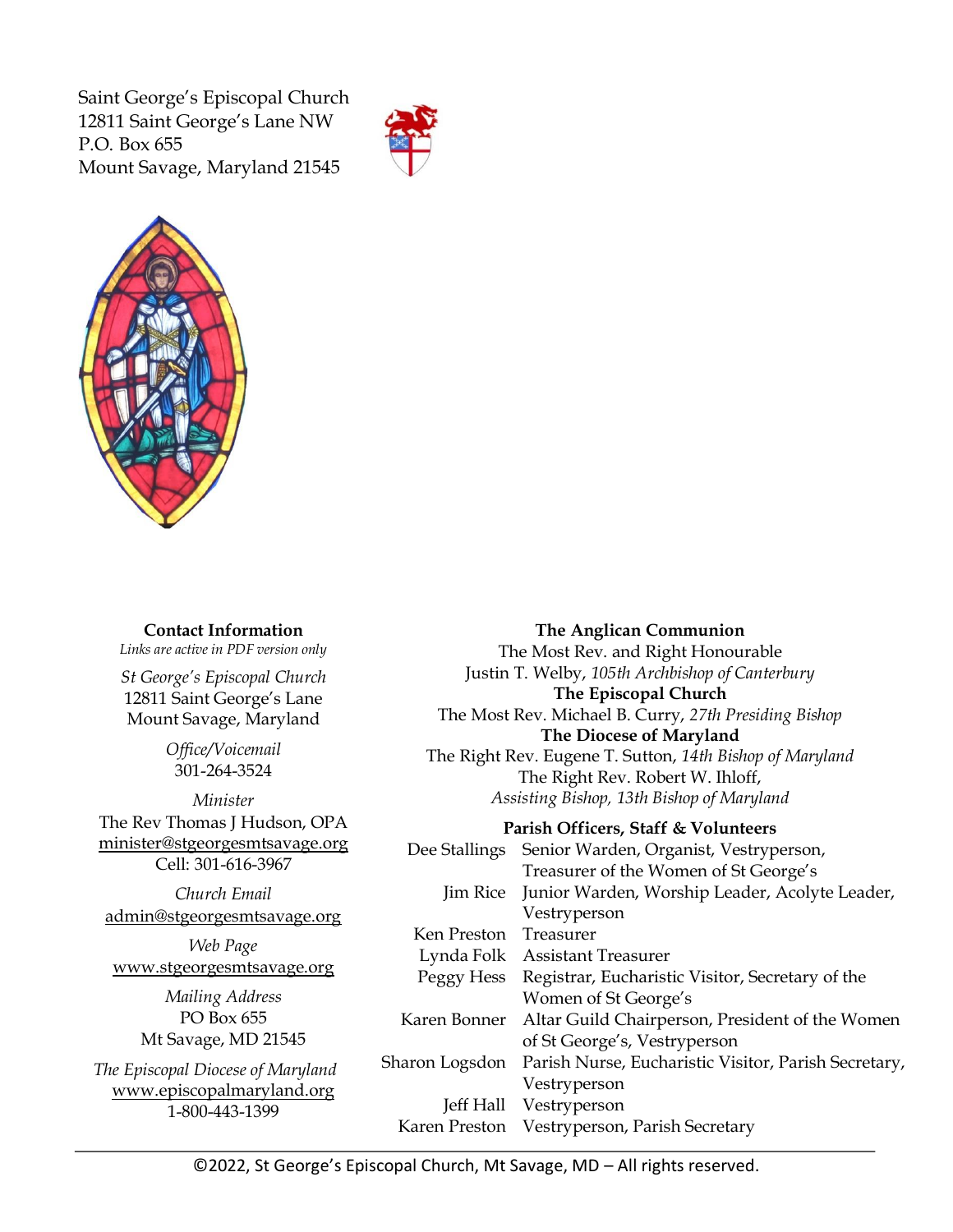Saint George's Episcopal Church
12811 Saint George's Lane NW
P.O. Box 655
Mount Savage, Maryland 21545

**Contact Information**
*Links are active in PDF version only*

*St George's Episcopal Church*
12811 Saint George's Lane
Mount Savage, Maryland

*Office/Voicemail*
301-264-3524

*Minister*
The Rev Thomas J Hudson, OPA
minister@stgeorgesmtsavage.org
Cell: 301-616-3967

*Church Email*
admin@stgeorgesmtsavage.org

*Web Page*
www.stgeorgesmtsavage.org

*Mailing Address*
PO Box 655
Mt Savage, MD 21545

*The Episcopal Diocese of Maryland*
www.episcopalmaryland.org
1-800-443-1399

**The Anglican Communion**
The Most Rev. and Right Honourable
Justin T. Welby, *105th Archbishop of Canterbury*

**The Episcopal Church**
The Most Rev. Michael B. Curry, *27th Presiding Bishop*

**The Diocese of Maryland**
The Right Rev. Eugene T. Sutton, *14th Bishop of Maryland*
The Right Rev. Robert W. Ihloff,
*Assisting Bishop, 13th Bishop of Maryland*

**Parish Officers, Staff & Volunteers**

| | |
|---|---|
| Dee Stallings | Senior Warden, Organist, Vestryperson, Treasurer of the Women of St George's |
| Jim Rice | Junior Warden, Worship Leader, Acolyte Leader, Vestryperson |
| Ken Preston | Treasurer |
| Lynda Folk | Assistant Treasurer |
| Peggy Hess | Registrar, Eucharistic Visitor, Secretary of the Women of St George's |
| Karen Bonner | Altar Guild Chairperson, President of the Women of St George's, Vestryperson |
| Sharon Logsdon | Parish Nurse, Eucharistic Visitor, Parish Secretary, Vestryperson |
| Jeff Hall | Vestryperson |
| Karen Preston | Vestryperson, Parish Secretary |

©2022, St George's Episcopal Church, Mt Savage, MD – All rights reserved.